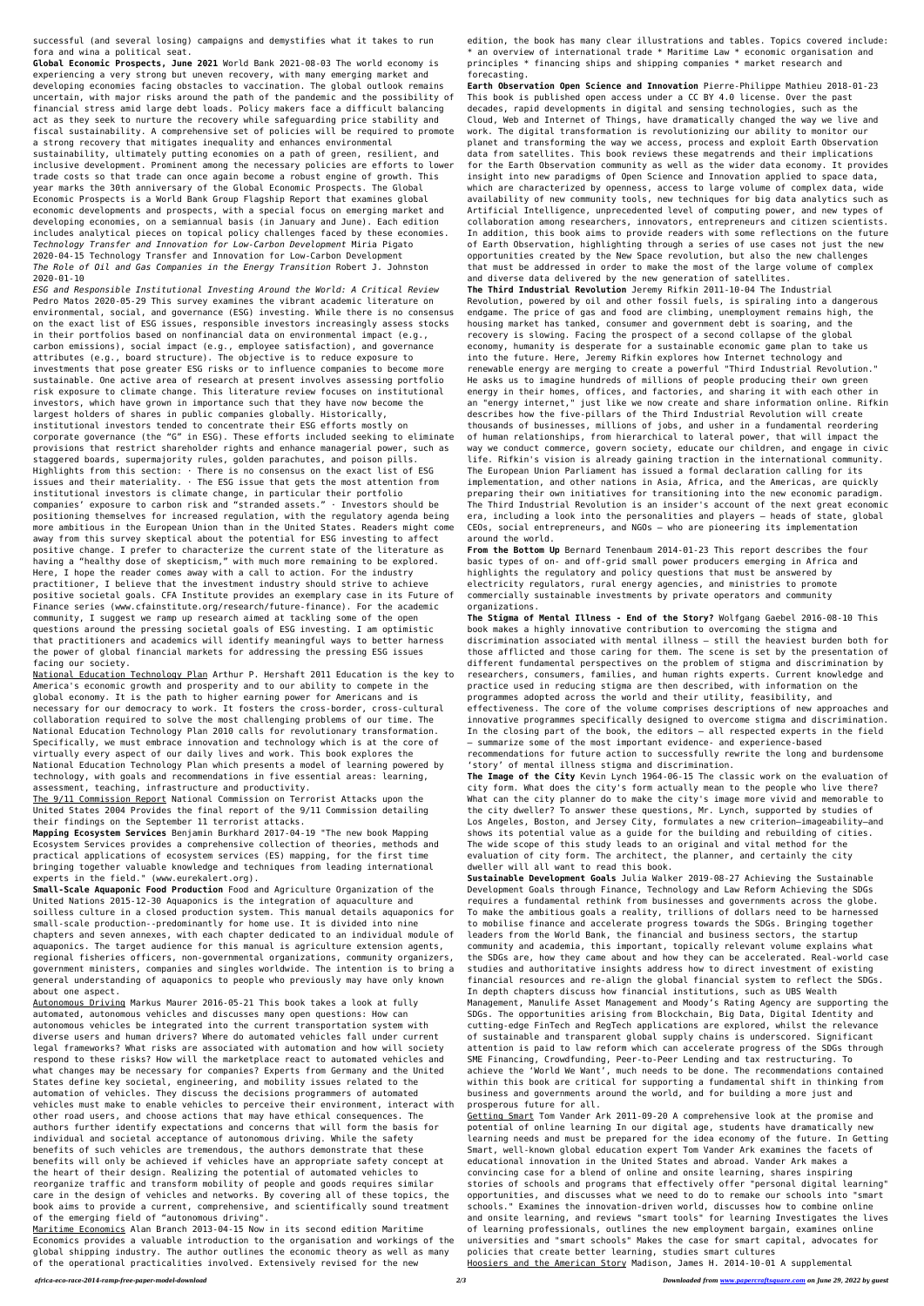successful (and several losing) campaigns and demystifies what it takes to run fora and wina a political seat.

**Global Economic Prospects, June 2021** World Bank 2021-08-03 The world economy is experiencing a very strong but uneven recovery, with many emerging market and developing economies facing obstacles to vaccination. The global outlook remains uncertain, with major risks around the path of the pandemic and the possibility of financial stress amid large debt loads. Policy makers face a difficult balancing act as they seek to nurture the recovery while safeguarding price stability and fiscal sustainability. A comprehensive set of policies will be required to promote a strong recovery that mitigates inequality and enhances environmental sustainability, ultimately putting economies on a path of green, resilient, and inclusive development. Prominent among the necessary policies are efforts to lower trade costs so that trade can once again become a robust engine of growth. This year marks the 30th anniversary of the Global Economic Prospects. The Global Economic Prospects is a World Bank Group Flagship Report that examines global economic developments and prospects, with a special focus on emerging market and developing economies, on a semiannual basis (in January and June). Each edition includes analytical pieces on topical policy challenges faced by these economies.

*Technology Transfer and Innovation for Low-Carbon Development* Miria Pigato 2020-04-15 Technology Transfer and Innovation for Low-Carbon Development

*The Role of Oil and Gas Companies in the Energy Transition* Robert J. Johnston 2020-01-10

*ESG and Responsible Institutional Investing Around the World: A Critical Review* Pedro Matos 2020-05-29 This survey examines the vibrant academic literature on environmental, social, and governance (ESG) investing. While there is no consensus on the exact list of ESG issues, responsible investors increasingly assess stocks in their portfolios based on nonfinancial data on environmental impact (e.g., carbon emissions), social impact (e.g., employee satisfaction), and governance attributes (e.g., board structure). The objective is to reduce exposure to investments that pose greater ESG risks or to influence companies to become more sustainable. One active area of research at present involves assessing portfolio risk exposure to climate change. This literature review focuses on institutional investors, which have grown in importance such that they have now become the largest holders of shares in public companies globally. Historically, institutional investors tended to concentrate their ESG efforts mostly on corporate governance (the "G" in ESG). These efforts included seeking to eliminate provisions that restrict shareholder rights and enhance managerial power, such as staggered boards, supermajority rules, golden parachutes, and poison pills. Highlights from this section: · There is no consensus on the exact list of ESG issues and their materiality. · The ESG issue that gets the most attention from institutional investors is climate change, in particular their portfolio companies' exposure to carbon risk and "stranded assets." · Investors should be positioning themselves for increased regulation, with the regulatory agenda being more ambitious in the European Union than in the United States. Readers might come away from this survey skeptical about the potential for ESG investing to affect positive change. I prefer to characterize the current state of the literature as having a "healthy dose of skepticism," with much more remaining to be explored. Here, I hope the reader comes away with a call to action. For the industry practitioner, I believe that the investment industry should strive to achieve positive societal goals. CFA Institute provides an exemplary case in its Future of Finance series (www.cfainstitute.org/research/future-finance). For the academic community, I suggest we ramp up research aimed at tackling some of the open questions around the pressing societal goals of ESG investing. I am optimistic that practitioners and academics will identify meaningful ways to better harness the power of global financial markets for addressing the pressing ESG issues facing our society.

National Education Technology Plan Arthur P. Hershaft 2011 Education is the key to America's economic growth and prosperity and to our ability to compete in the global economy. It is the path to higher earning power for Americans and is necessary for our democracy to work. It fosters the cross-border, cross-cultural collaboration required to solve the most challenging problems of our time. The National Education Technology Plan 2010 calls for revolutionary transformation. Specifically, we must embrace innovation and technology which is at the core of virtually every aspect of our daily lives and work. This book explores the National Education Technology Plan which presents a model of learning powered by technology, with goals and recommendations in five essential areas: learning, assessment, teaching, infrastructure and productivity.

The 9/11 Commission Report National Commission on Terrorist Attacks upon the United States 2004 Provides the final report of the 9/11 Commission detailing their findings on the September 11 terrorist attacks.

**Mapping Ecosystem Services** Benjamin Burkhard 2017-04-19 "The new book Mapping Ecosystem Services provides a comprehensive collection of theories, methods and practical applications of ecosystem services (ES) mapping, for the first time bringing together valuable knowledge and techniques from leading international experts in the field." (www.eurekalert.org).

**Small-Scale Aquaponic Food Production** Food and Agriculture Organization of the United Nations 2015-12-30 Aquaponics is the integration of aquaculture and soilless culture in a closed production system. This manual details aquaponics for small-scale production--predominantly for home use. It is divided into nine chapters and seven annexes, with each chapter dedicated to an individual module of aquaponics. The target audience for this manual is agriculture extension agents, regional fisheries officers, non-governmental organizations, community organizers, government ministers, companies and singles worldwide. The intention is to bring a general understanding of aquaponics to people who previously may have only known about one aspect.

Autonomous Driving Markus Maurer 2016-05-21 This book takes a look at fully automated, autonomous vehicles and discusses many open questions: How can autonomous vehicles be integrated into the current transportation system with diverse users and human drivers? Where do automated vehicles fall under current legal frameworks? What risks are associated with automation and how will society respond to these risks? How will the marketplace react to automated vehicles and what changes may be necessary for companies? Experts from Germany and the United States define key societal, engineering, and mobility issues related to the automation of vehicles. They discuss the decisions programmers of automated vehicles must make to enable vehicles to perceive their environment, interact with other road users, and choose actions that may have ethical consequences. The authors further identify expectations and concerns that will form the basis for individual and societal acceptance of autonomous driving. While the safety benefits of such vehicles are tremendous, the authors demonstrate that these benefits will only be achieved if vehicles have an appropriate safety concept at the heart of their design. Realizing the potential of automated vehicles to reorganize traffic and transform mobility of people and goods requires similar care in the design of vehicles and networks. By covering all of these topics, the book aims to provide a current, comprehensive, and scientifically sound treatment of the emerging field of "autonomous driving".

Maritime Economics Alan Branch 2013-04-15 Now in its second edition Maritime Economics provides a valuable introduction to the organisation and workings of the global shipping industry. The author outlines the economic theory as well as many of the operational practicalities involved. Extensively revised for the new edition, the book has many clear illustrations and tables. Topics covered include: * an overview of international trade * Maritime Law * economic organisation and principles * financing ships and shipping companies * market research and forecasting.

**Earth Observation Open Science and Innovation** Pierre-Philippe Mathieu 2018-01-23 This book is published open access under a CC BY 4.0 license. Over the past decades, rapid developments in digital and sensing technologies, such as the Cloud, Web and Internet of Things, have dramatically changed the way we live and work. The digital transformation is revolutionizing our ability to monitor our planet and transforming the way we access, process and exploit Earth Observation data from satellites. This book reviews these megatrends and their implications for the Earth Observation community as well as the wider data economy. It provides insight into new paradigms of Open Science and Innovation applied to space data, which are characterized by openness, access to large volume of complex data, wide availability of new community tools, new techniques for big data analytics such as Artificial Intelligence, unprecedented level of computing power, and new types of collaboration among researchers, innovators, entrepreneurs and citizen scientists. In addition, this book aims to provide readers with some reflections on the future of Earth Observation, highlighting through a series of use cases not just the new opportunities created by the New Space revolution, but also the new challenges that must be addressed in order to make the most of the large volume of complex and diverse data delivered by the new generation of satellites.

**The Third Industrial Revolution** Jeremy Rifkin 2011-10-04 The Industrial Revolution, powered by oil and other fossil fuels, is spiraling into a dangerous endgame. The price of gas and food are climbing, unemployment remains high, the housing market has tanked, consumer and government debt is soaring, and the recovery is slowing. Facing the prospect of a second collapse of the global economy, humanity is desperate for a sustainable economic game plan to take us into the future. Here, Jeremy Rifkin explores how Internet technology and renewable energy are merging to create a powerful "Third Industrial Revolution." He asks us to imagine hundreds of millions of people producing their own green energy in their homes, offices, and factories, and sharing it with each other in an "energy internet," just like we now create and share information online. Rifkin describes how the five-pillars of the Third Industrial Revolution will create thousands of businesses, millions of jobs, and usher in a fundamental reordering of human relationships, from hierarchical to lateral power, that will impact the way we conduct commerce, govern society, educate our children, and engage in civic life. Rifkin's vision is already gaining traction in the international community. The European Union Parliament has issued a formal declaration calling for its implementation, and other nations in Asia, Africa, and the Americas, are quickly preparing their own initiatives for transitioning into the new economic paradigm. The Third Industrial Revolution is an insider's account of the next great economic era, including a look into the personalities and players — heads of state, global CEOs, social entrepreneurs, and NGOs — who are pioneering its implementation around the world.

**From the Bottom Up** Bernard Tenenbaum 2014-01-23 This report describes the four basic types of on- and off-grid small power producers emerging in Africa and highlights the regulatory and policy questions that must be answered by electricity regulators, rural energy agencies, and ministries to promote commercially sustainable investments by private operators and community organizations.

**The Stigma of Mental Illness - End of the Story?** Wolfgang Gaebel 2016-08-10 This book makes a highly innovative contribution to overcoming the stigma and discrimination associated with mental illness – still the heaviest burden both for those afflicted and those caring for them. The scene is set by the presentation of different fundamental perspectives on the problem of stigma and discrimination by researchers, consumers, families, and human rights experts. Current knowledge and practice used in reducing stigma are then described, with information on the programmes adopted across the world and their utility, feasibility, and effectiveness. The core of the volume comprises descriptions of new approaches and innovative programmes specifically designed to overcome stigma and discrimination. In the closing part of the book, the editors – all respected experts in the field – summarize some of the most important evidence- and experience-based recommendations for future action to successfully rewrite the long and burdensome 'story' of mental illness stigma and discrimination.

**The Image of the City** Kevin Lynch 1964-06-15 The classic work on the evaluation of city form. What does the city's form actually mean to the people who live there? What can the city planner do to make the city's image more vivid and memorable to the city dweller? To answer these questions, Mr. Lynch, supported by studies of Los Angeles, Boston, and Jersey City, formulates a new criterion—imageability—and shows its potential value as a guide for the building and rebuilding of cities. The wide scope of this study leads to an original and vital method for the evaluation of city form. The architect, the planner, and certainly the city dweller will all want to read this book.

**Sustainable Development Goals** Julia Walker 2019-08-27 Achieving the Sustainable Development Goals through Finance, Technology and Law Reform Achieving the SDGs requires a fundamental rethink from businesses and governments across the globe. To make the ambitious goals a reality, trillions of dollars need to be harnessed to mobilise finance and accelerate progress towards the SDGs. Bringing together leaders from the World Bank, the financial and business sectors, the startup community and academia, this important, topically relevant volume explains what the SDGs are, how they came about and how they can be accelerated. Real-world case studies and authoritative insights address how to direct investment of existing financial resources and re-align the global financial system to reflect the SDGs. In depth chapters discuss how financial institutions, such as UBS Wealth Management, Manulife Asset Management and Moody's Rating Agency are supporting the SDGs. The opportunities arising from Blockchain, Big Data, Digital Identity and cutting-edge FinTech and RegTech applications are explored, whilst the relevance of sustainable and transparent global supply chains is underscored. Significant attention is paid to law reform which can accelerate progress of the SDGs through SME Financing, Crowdfunding, Peer-to-Peer Lending and tax restructuring. To achieve the 'World We Want', much needs to be done. The recommendations contained within this book are critical for supporting a fundamental shift in thinking from business and governments around the world, and for building a more just and prosperous future for all.

Getting Smart Tom Vander Ark 2011-09-20 A comprehensive look at the promise and potential of online learning In our digital age, students have dramatically new learning needs and must be prepared for the idea economy of the future. In Getting Smart, well-known global education expert Tom Vander Ark examines the facets of educational innovation in the United States and abroad. Vander Ark makes a convincing case for a blend of online and onsite learning, shares inspiring stories of schools and programs that effectively offer "personal digital learning" opportunities, and discusses what we need to do to remake our schools into "smart schools." Examines the innovation-driven world, discusses how to combine online and onsite learning, and reviews "smart tools" for learning Investigates the lives of learning professionals, outlines the new employment bargain, examines online universities and "smart schools" Makes the case for smart capital, advocates for policies that create better learning, studies smart cultures

Hoosiers and the American Story Madison, James H. 2014-10-01 A supplemental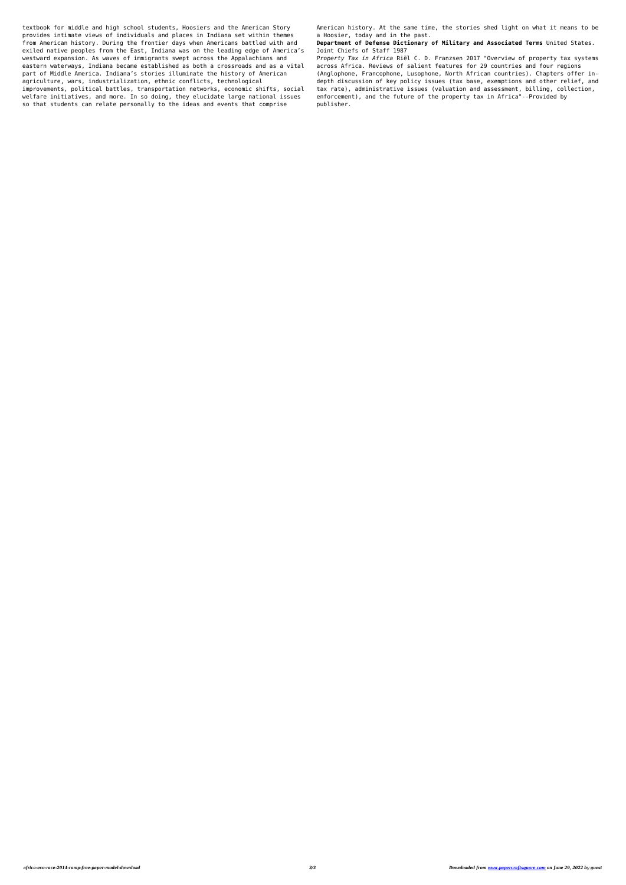textbook for middle and high school students, Hoosiers and the American Story provides intimate views of individuals and places in Indiana set within themes from American history. During the frontier days when Americans battled with and exiled native peoples from the East, Indiana was on the leading edge of America's westward expansion. As waves of immigrants swept across the Appalachians and eastern waterways, Indiana became established as both a crossroads and as a vital part of Middle America. Indiana's stories illuminate the history of American agriculture, wars, industrialization, ethnic conflicts, technological improvements, political battles, transportation networks, economic shifts, social welfare initiatives, and more. In so doing, they elucidate large national issues so that students can relate personally to the ideas and events that comprise American history. At the same time, the stories shed light on what it means to be a Hoosier, today and in the past.

**Department of Defense Dictionary of Military and Associated Terms** United States. Joint Chiefs of Staff 1987

*Property Tax in Africa* Riël C. D. Franzsen 2017 "Overview of property tax systems across Africa. Reviews of salient features for 29 countries and four regions (Anglophone, Francophone, Lusophone, North African countries). Chapters offer in-depth discussion of key policy issues (tax base, exemptions and other relief, and tax rate), administrative issues (valuation and assessment, billing, collection, enforcement), and the future of the property tax in Africa"--Provided by publisher.